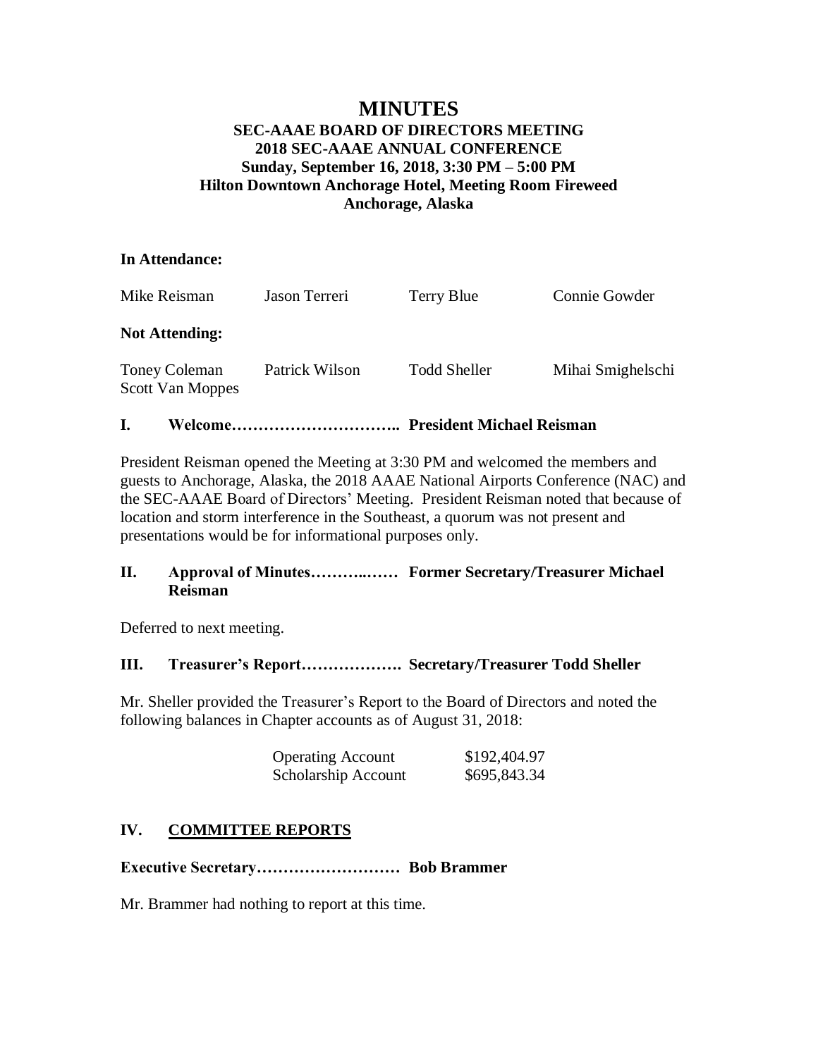# MINUTES

## SEC-AAAE BOARD OF DIRECTORS MEETING
## 2018 SEC-AAAE ANNUAL CONFERENCE
## Sunday, September 16, 2018, 3:30 PM – 5:00 PM
## Hilton Downtown Anchorage Hotel, Meeting Room Fireweed
## Anchorage, Alaska

**In Attendance:**

| | | | |
|---|---|---|---|
| Mike Reisman | Jason Terreri | Terry Blue | Connie Gowder |

**Not Attending:**

| | | | |
|---|---|---|---|
| Toney Coleman | Patrick Wilson | Todd Sheller | Mihai Smighelschi |
| Scott Van Moppes | | | |

### I. Welcome………………………….. President Michael Reisman

President Reisman opened the Meeting at 3:30 PM and welcomed the members and guests to Anchorage, Alaska, the 2018 AAAE National Airports Conference (NAC) and the SEC-AAAE Board of Directors' Meeting. President Reisman noted that because of location and storm interference in the Southeast, a quorum was not present and presentations would be for informational purposes only.

### II. Approval of Minutes………..…… Former Secretary/Treasurer Michael Reisman

Deferred to next meeting.

### III. Treasurer's Report………………. Secretary/Treasurer Todd Sheller

Mr. Sheller provided the Treasurer's Report to the Board of Directors and noted the following balances in Chapter accounts as of August 31, 2018:

| | |
|---|---|
| Operating Account | $192,404.97 |
| Scholarship Account | $695,843.34 |

### IV. COMMITTEE REPORTS

**Executive Secretary……………………… Bob Brammer**

Mr. Brammer had nothing to report at this time.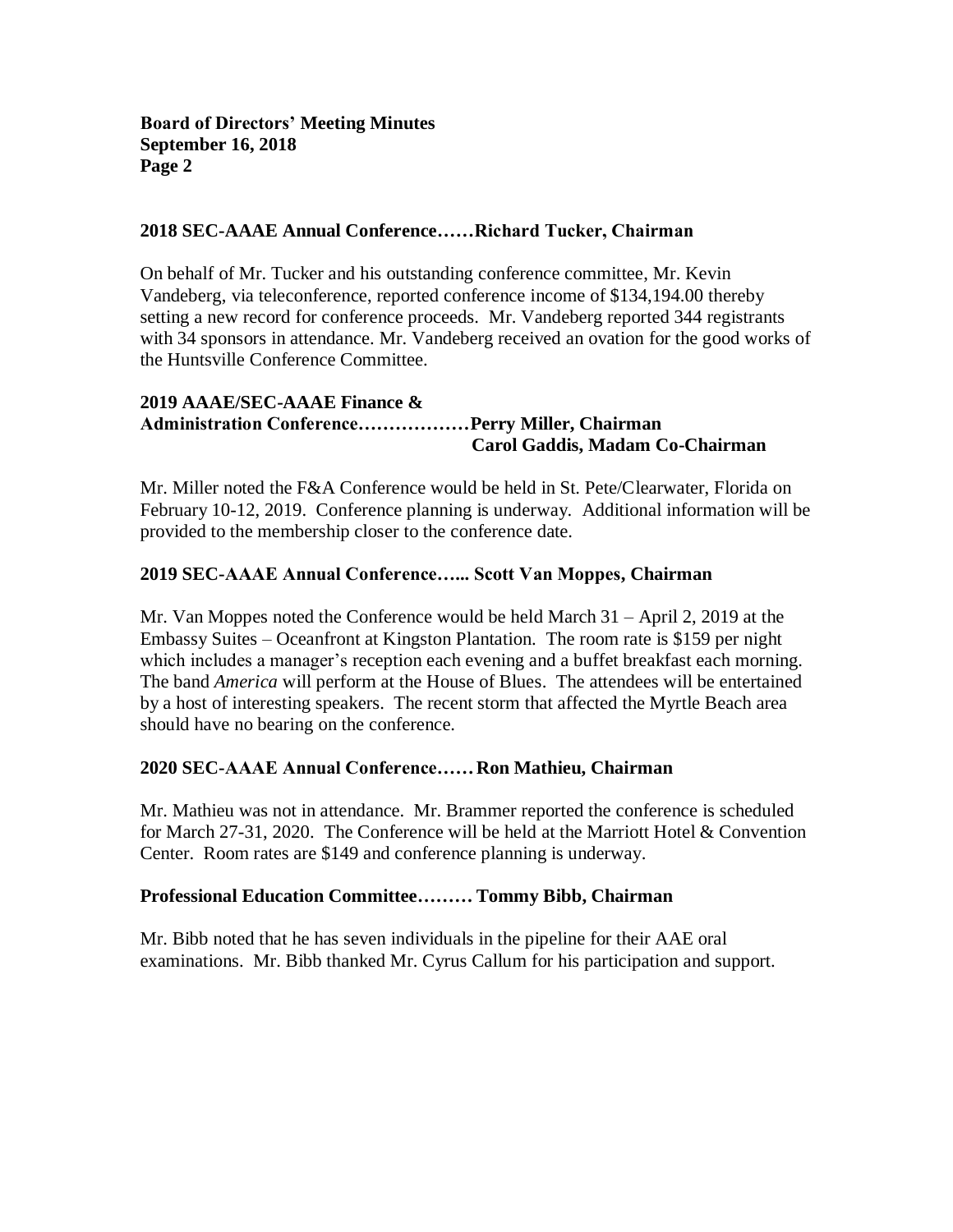**2018 SEC-AAAE Annual Conference……Richard Tucker, Chairman**

On behalf of Mr. Tucker and his outstanding conference committee, Mr. Kevin Vandeberg, via teleconference, reported conference income of $134,194.00 thereby setting a new record for conference proceeds. Mr. Vandeberg reported 344 registrants with 34 sponsors in attendance. Mr. Vandeberg received an ovation for the good works of the Huntsville Conference Committee.

**2019 AAAE/SEC-AAAE Finance & Administration Conference………………Perry Miller, Chairman**
**Carol Gaddis, Madam Co-Chairman**

Mr. Miller noted the F&A Conference would be held in St. Pete/Clearwater, Florida on February 10-12, 2019. Conference planning is underway. Additional information will be provided to the membership closer to the conference date.

**2019 SEC-AAAE Annual Conference…... Scott Van Moppes, Chairman**

Mr. Van Moppes noted the Conference would be held March 31 – April 2, 2019 at the Embassy Suites – Oceanfront at Kingston Plantation. The room rate is $159 per night which includes a manager's reception each evening and a buffet breakfast each morning. The band *America* will perform at the House of Blues. The attendees will be entertained by a host of interesting speakers. The recent storm that affected the Myrtle Beach area should have no bearing on the conference.

**2020 SEC-AAAE Annual Conference……Ron Mathieu, Chairman**

Mr. Mathieu was not in attendance. Mr. Brammer reported the conference is scheduled for March 27-31, 2020. The Conference will be held at the Marriott Hotel & Convention Center. Room rates are $149 and conference planning is underway.

**Professional Education Committee……… Tommy Bibb, Chairman**

Mr. Bibb noted that he has seven individuals in the pipeline for their AAE oral examinations. Mr. Bibb thanked Mr. Cyrus Callum for his participation and support.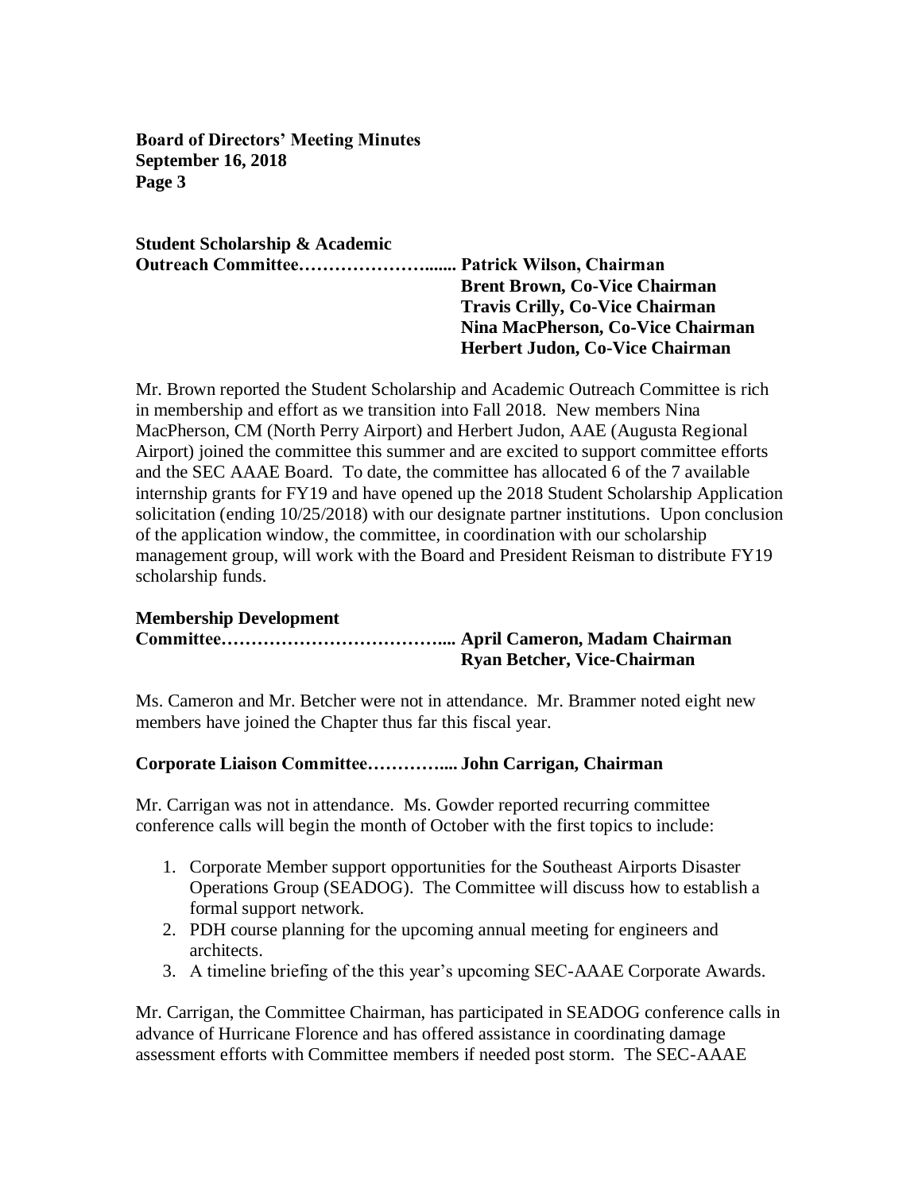**Student Scholarship & Academic Outreach Committee……………………...... Patrick Wilson, Chairman**
**Brent Brown, Co-Vice Chairman**
**Travis Crilly, Co-Vice Chairman**
**Nina MacPherson, Co-Vice Chairman**
**Herbert Judon, Co-Vice Chairman**

Mr. Brown reported the Student Scholarship and Academic Outreach Committee is rich in membership and effort as we transition into Fall 2018. New members Nina MacPherson, CM (North Perry Airport) and Herbert Judon, AAE (Augusta Regional Airport) joined the committee this summer and are excited to support committee efforts and the SEC AAAE Board. To date, the committee has allocated 6 of the 7 available internship grants for FY19 and have opened up the 2018 Student Scholarship Application solicitation (ending 10/25/2018) with our designate partner institutions. Upon conclusion of the application window, the committee, in coordination with our scholarship management group, will work with the Board and President Reisman to distribute FY19 scholarship funds.

**Membership Development Committee……………………………….... April Cameron, Madam Chairman**
**Ryan Betcher, Vice-Chairman**

Ms. Cameron and Mr. Betcher were not in attendance. Mr. Brammer noted eight new members have joined the Chapter thus far this fiscal year.

**Corporate Liaison Committee………….... John Carrigan, Chairman**

Mr. Carrigan was not in attendance. Ms. Gowder reported recurring committee conference calls will begin the month of October with the first topics to include:

1. Corporate Member support opportunities for the Southeast Airports Disaster Operations Group (SEADOG). The Committee will discuss how to establish a formal support network.
2. PDH course planning for the upcoming annual meeting for engineers and architects.
3. A timeline briefing of the this year's upcoming SEC-AAAE Corporate Awards.

Mr. Carrigan, the Committee Chairman, has participated in SEADOG conference calls in advance of Hurricane Florence and has offered assistance in coordinating damage assessment efforts with Committee members if needed post storm. The SEC-AAAE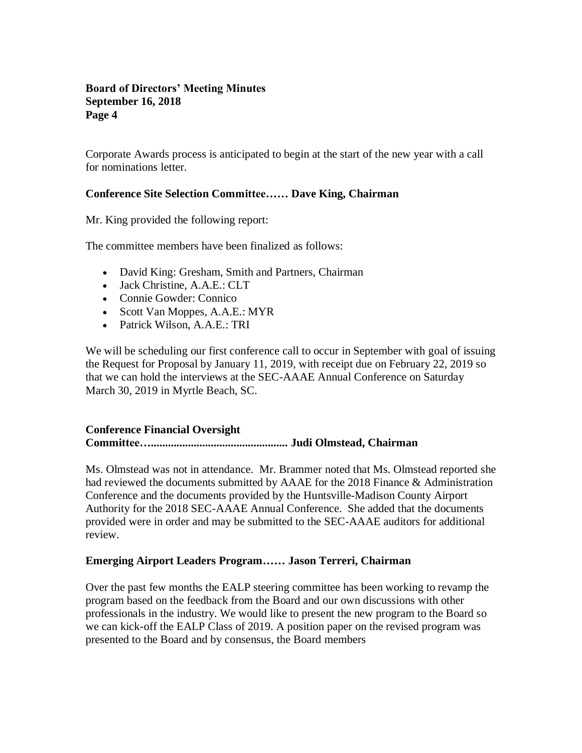Corporate Awards process is anticipated to begin at the start of the new year with a call for nominations letter.

**Conference Site Selection Committee…… Dave King, Chairman**

Mr. King provided the following report:

The committee members have been finalized as follows:

- David King: Gresham, Smith and Partners, Chairman
- Jack Christine, A.A.E.: CLT
- Connie Gowder: Connico
- Scott Van Moppes, A.A.E.: MYR
- Patrick Wilson, A.A.E.: TRI

We will be scheduling our first conference call to occur in September with goal of issuing the Request for Proposal by January 11, 2019, with receipt due on February 22, 2019 so that we can hold the interviews at the SEC-AAAE Annual Conference on Saturday March 30, 2019 in Myrtle Beach, SC.

**Conference Financial Oversight Committee…............................................... Judi Olmstead, Chairman**

Ms. Olmstead was not in attendance. Mr. Brammer noted that Ms. Olmstead reported she had reviewed the documents submitted by AAAE for the 2018 Finance & Administration Conference and the documents provided by the Huntsville-Madison County Airport Authority for the 2018 SEC-AAAE Annual Conference. She added that the documents provided were in order and may be submitted to the SEC-AAAE auditors for additional review.

**Emerging Airport Leaders Program…… Jason Terreri, Chairman**

Over the past few months the EALP steering committee has been working to revamp the program based on the feedback from the Board and our own discussions with other professionals in the industry. We would like to present the new program to the Board so we can kick-off the EALP Class of 2019. A position paper on the revised program was presented to the Board and by consensus, the Board members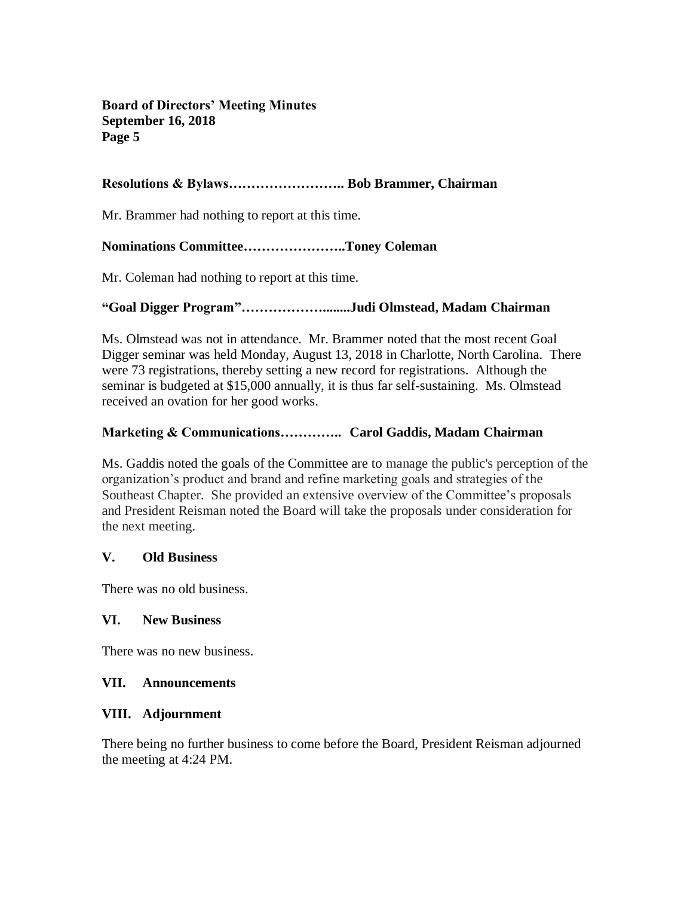**Resolutions & Bylaws…………………….. Bob Brammer, Chairman**

Mr. Brammer had nothing to report at this time.

**Nominations Committee…………………..Toney Coleman**

Mr. Coleman had nothing to report at this time.

**"Goal Digger Program"……………........Judi Olmstead, Madam Chairman**

Ms. Olmstead was not in attendance. Mr. Brammer noted that the most recent Goal Digger seminar was held Monday, August 13, 2018 in Charlotte, North Carolina. There were 73 registrations, thereby setting a new record for registrations. Although the seminar is budgeted at $15,000 annually, it is thus far self-sustaining. Ms. Olmstead received an ovation for her good works.

**Marketing & Communications………….. Carol Gaddis, Madam Chairman**

Ms. Gaddis noted the goals of the Committee are to manage the public's perception of the organization's product and brand and refine marketing goals and strategies of the Southeast Chapter. She provided an extensive overview of the Committee's proposals and President Reisman noted the Board will take the proposals under consideration for the next meeting.

## V. Old Business

There was no old business.

## VI. New Business

There was no new business.

## VII. Announcements

## VIII. Adjournment

There being no further business to come before the Board, President Reisman adjourned the meeting at 4:24 PM.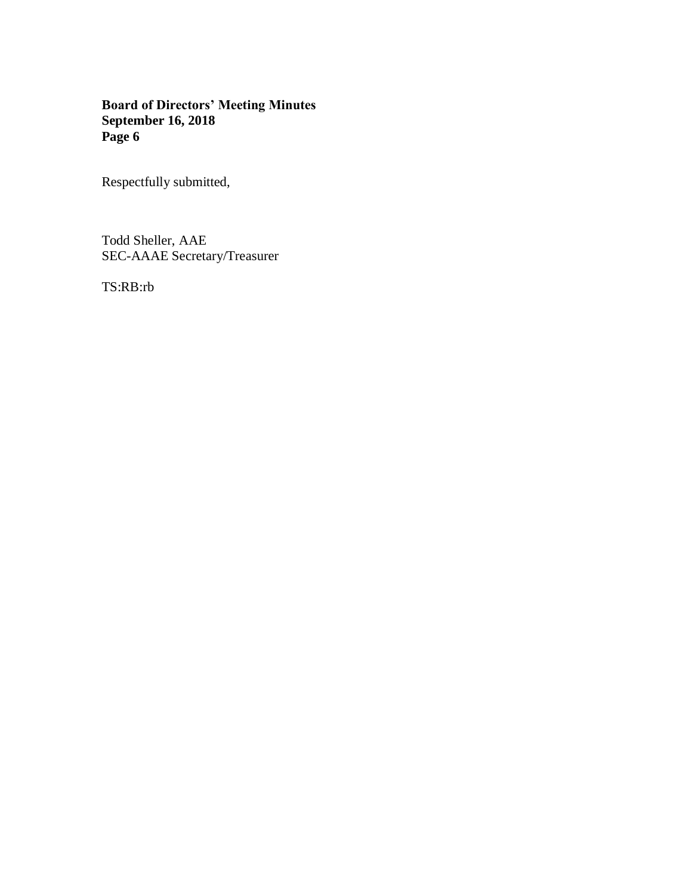Respectfully submitted,

Todd Sheller, AAE
SEC-AAAE Secretary/Treasurer

TS:RB:rb